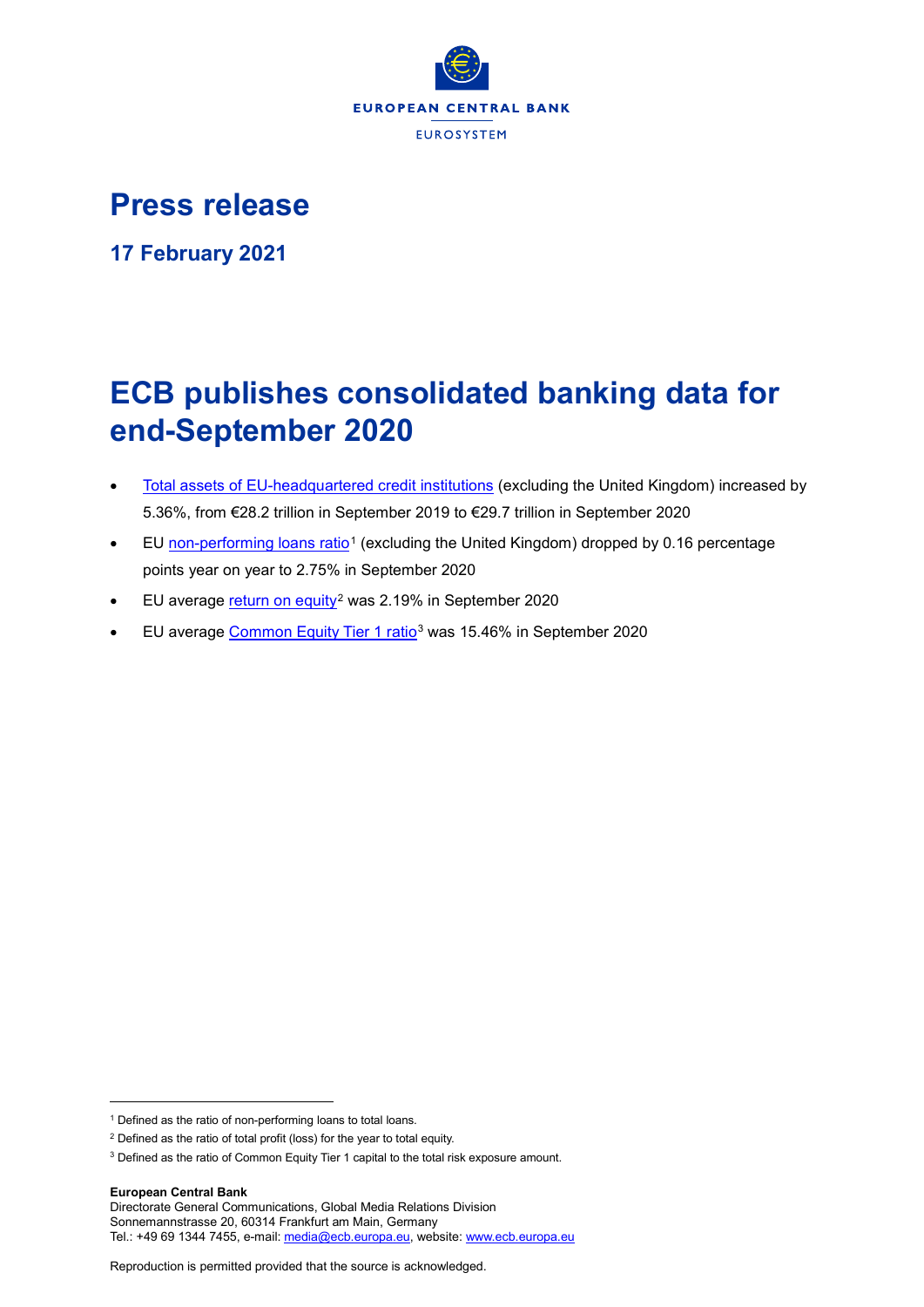# Press release

**17 February 2021**

# ECB publishes consolidated banking data for end-September 2020

- Total assets of EU-headquartered credit institutions (excluding the United Kingdom) increased by 5.36%, from €28.2 trillion in September 2019 to €29.7 trillion in September 2020
- EU non-performing loans ratio[1] (excluding the United Kingdom) dropped by 0.16 percentage points year on year to 2.75% in September 2020
- EU average return on equity[2] was 2.19% in September 2020
- EU average Common Equity Tier 1 ratio[3] was 15.46% in September 2020

---

[1] Defined as the ratio of non-performing loans to total loans.

[2] Defined as the ratio of total profit (loss) for the year to total equity.

[3] Defined as the ratio of Common Equity Tier 1 capital to the total risk exposure amount.

**European Central Bank**
Directorate General Communications, Global Media Relations Division
Sonnemannstrasse 20, 60314 Frankfurt am Main, Germany
Tel.: +49 69 1344 7455, e-mail: media@ecb.europa.eu, website: www.ecb.europa.eu

Reproduction is permitted provided that the source is acknowledged.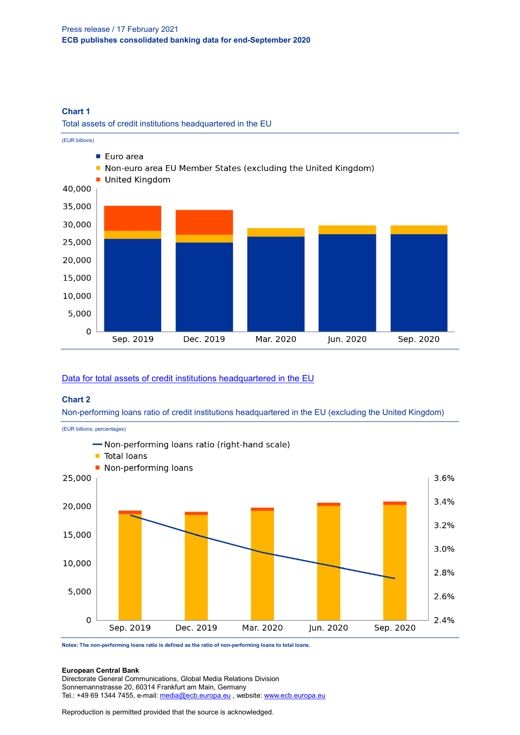### Chart 1

Total assets of credit institutions headquartered in the EU

(EUR billions)

- Euro area
- Non-euro area EU Member States (excluding the United Kingdom)
- United Kingdom

[Data for total assets of credit institutions headquartered in the EU](#)

### Chart 2

Non-performing loans ratio of credit institutions headquartered in the EU (excluding the United Kingdom)

(EUR billions; percentages)

- Non-performing loans ratio (right-hand scale)
- Total loans
- Non-performing loans

**Notes: The non-performing loans ratio is defined as the ratio of non-performing loans to total loans.**

**European Central Bank**
Directorate General Communications, Global Media Relations Division
Sonnemannstrasse 20, 60314 Frankfurt am Main, Germany
Tel.: +49 69 1344 7455, e-mail: media@ecb.europa.eu , website: www.ecb.europa.eu

Reproduction is permitted provided that the source is acknowledged.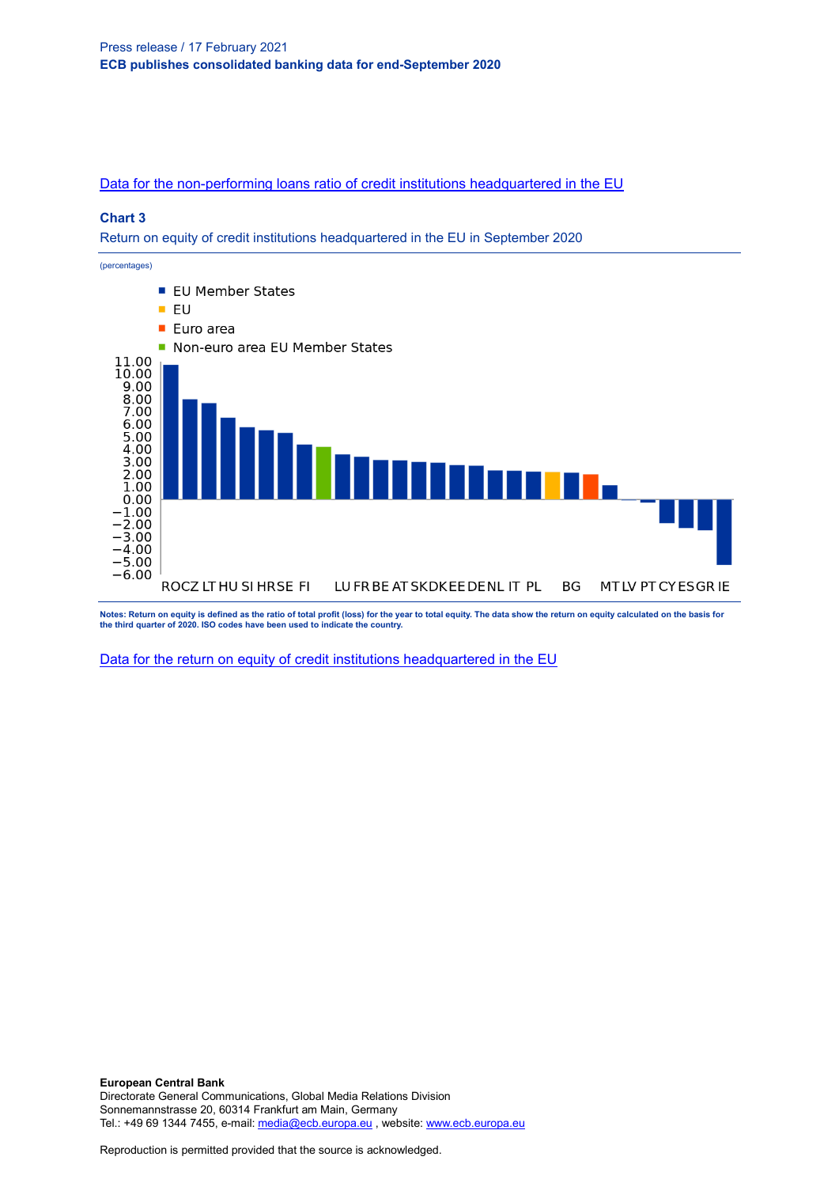[Data for the non-performing loans ratio of credit institutions headquartered in the EU]

**Chart 3**

Return on equity of credit institutions headquartered in the EU in September 2020

(percentages)

- EU Member States
- EU
- Euro area
- Non-euro area EU Member States

11.00
10.00
9.00
8.00
7.00
6.00
5.00
4.00
3.00
2.00
1.00
0.00
−1.00
−2.00
−3.00
−4.00
−5.00
−6.00

RO CZ LT HU SI HR SE FI LU FR BE AT SK DK EE DE NL IT PL BG MT LV PT CY ES GR IE

**Notes: Return on equity is defined as the ratio of total profit (loss) for the year to total equity. The data show the return on equity calculated on the basis for the third quarter of 2020. ISO codes have been used to indicate the country.**

[Data for the return on equity of credit institutions headquartered in the EU]

**European Central Bank**
Directorate General Communications, Global Media Relations Division
Sonnemannstrasse 20, 60314 Frankfurt am Main, Germany
Tel.: +49 69 1344 7455, e-mail: media@ecb.europa.eu , website: www.ecb.europa.eu

Reproduction is permitted provided that the source is acknowledged.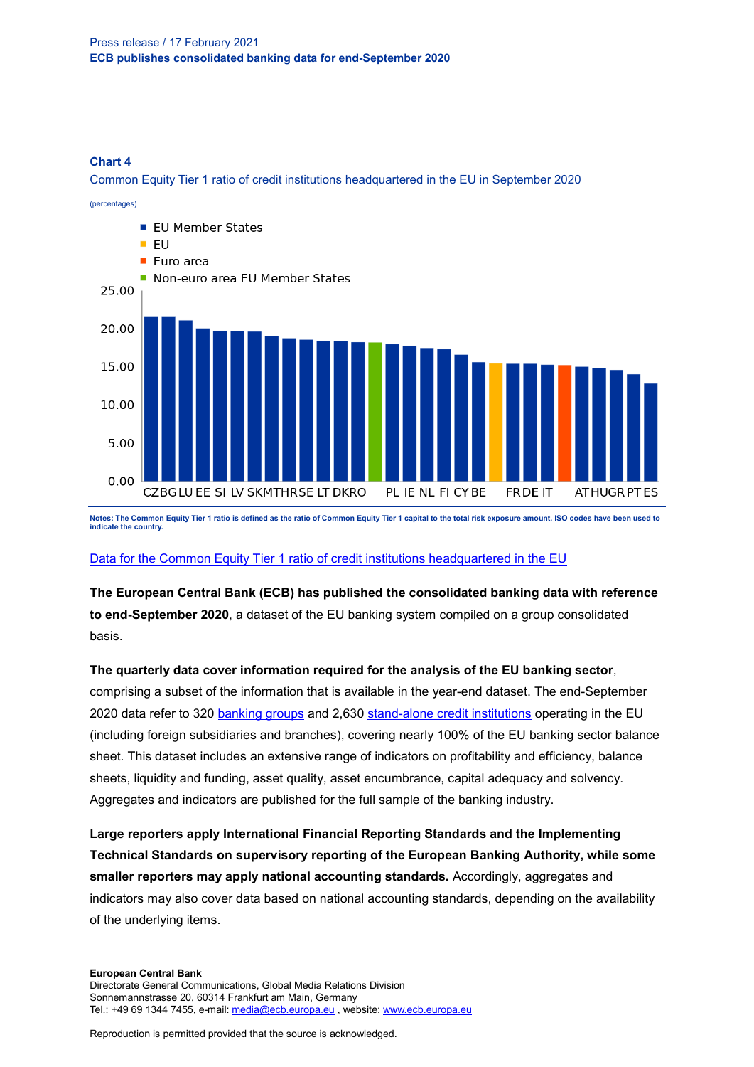**Chart 4**

Common Equity Tier 1 ratio of credit institutions headquartered in the EU in September 2020

(percentages)

- EU Member States
- EU
- Euro area
- Non-euro area EU Member States

Notes: The Common Equity Tier 1 ratio is defined as the ratio of Common Equity Tier 1 capital to the total risk exposure amount. ISO codes have been used to indicate the country.

[Data for the Common Equity Tier 1 ratio of credit institutions headquartered in the EU](#)

**The European Central Bank (ECB) has published the consolidated banking data with reference to end-September 2020**, a dataset of the EU banking system compiled on a group consolidated basis.

**The quarterly data cover information required for the analysis of the EU banking sector**, comprising a subset of the information that is available in the year-end dataset. The end-September 2020 data refer to 320 banking groups and 2,630 stand-alone credit institutions operating in the EU (including foreign subsidiaries and branches), covering nearly 100% of the EU banking sector balance sheet. This dataset includes an extensive range of indicators on profitability and efficiency, balance sheets, liquidity and funding, asset quality, asset encumbrance, capital adequacy and solvency. Aggregates and indicators are published for the full sample of the banking industry.

**Large reporters apply International Financial Reporting Standards and the Implementing Technical Standards on supervisory reporting of the European Banking Authority, while some smaller reporters may apply national accounting standards.** Accordingly, aggregates and indicators may also cover data based on national accounting standards, depending on the availability of the underlying items.

**European Central Bank**
Directorate General Communications, Global Media Relations Division
Sonnemannstrasse 20, 60314 Frankfurt am Main, Germany
Tel.: +49 69 1344 7455, e-mail: media@ecb.europa.eu , website: www.ecb.europa.eu

Reproduction is permitted provided that the source is acknowledged.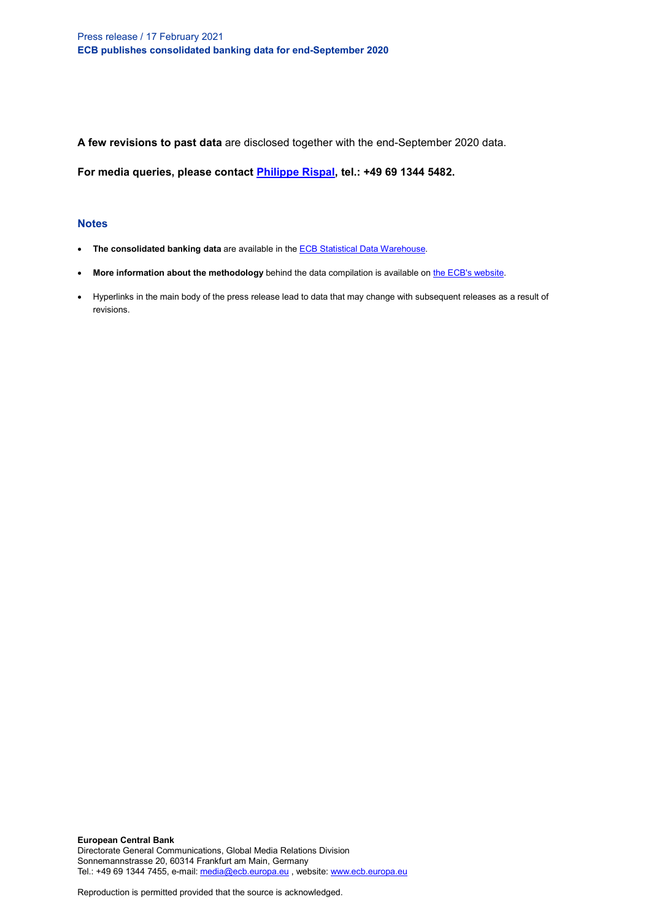**A few revisions to past data** are disclosed together with the end-September 2020 data.

**For media queries, please contact Philippe Rispal, tel.: +49 69 1344 5482.**

## Notes

- **The consolidated banking data** are available in the ECB Statistical Data Warehouse.
- **More information about the methodology** behind the data compilation is available on the ECB's website.
- Hyperlinks in the main body of the press release lead to data that may change with subsequent releases as a result of revisions.

**European Central Bank**
Directorate General Communications, Global Media Relations Division
Sonnemannstrasse 20, 60314 Frankfurt am Main, Germany
Tel.: +49 69 1344 7455, e-mail: media@ecb.europa.eu , website: www.ecb.europa.eu

Reproduction is permitted provided that the source is acknowledged.